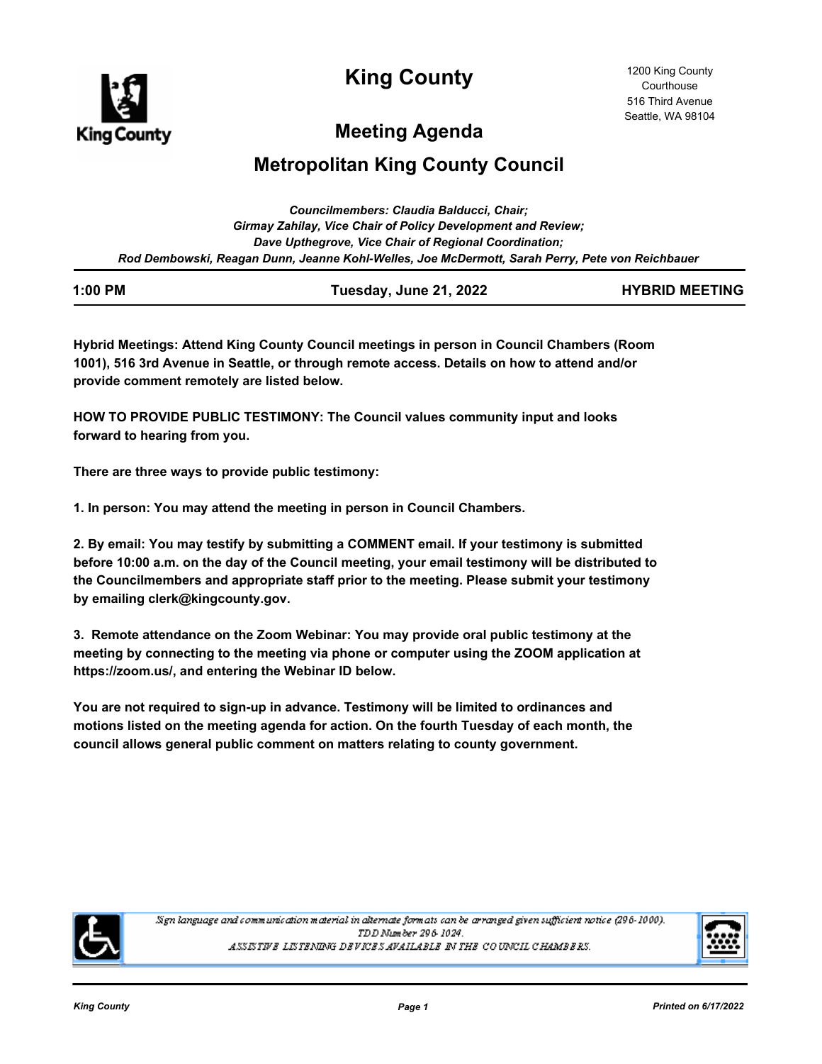# King County

1200 King County Courthouse
516 Third Avenue
Seattle, WA 98104

## Meeting Agenda

## Metropolitan King County Council

*Councilmembers: Claudia Balducci, Chair;*
*Girmay Zahilay, Vice Chair of Policy Development and Review;*
*Dave Upthegrove, Vice Chair of Regional Coordination;*
*Rod Dembowski, Reagan Dunn, Jeanne Kohl-Welles, Joe McDermott, Sarah Perry, Pete von Reichbauer*

| 1:00 PM | Tuesday, June 21, 2022 | HYBRID MEETING |
|---|---|---|

**Hybrid Meetings: Attend King County Council meetings in person in Council Chambers (Room 1001), 516 3rd Avenue in Seattle, or through remote access. Details on how to attend and/or provide comment remotely are listed below.**

**HOW TO PROVIDE PUBLIC TESTIMONY: The Council values community input and looks forward to hearing from you.**

**There are three ways to provide public testimony:**

**1. In person: You may attend the meeting in person in Council Chambers.**

**2. By email: You may testify by submitting a COMMENT email. If your testimony is submitted before 10:00 a.m. on the day of the Council meeting, your email testimony will be distributed to the Councilmembers and appropriate staff prior to the meeting. Please submit your testimony by emailing clerk@kingcounty.gov.**

**3. Remote attendance on the Zoom Webinar: You may provide oral public testimony at the meeting by connecting to the meeting via phone or computer using the ZOOM application at https://zoom.us/, and entering the Webinar ID below.**

**You are not required to sign-up in advance. Testimony will be limited to ordinances and motions listed on the meeting agenda for action. On the fourth Tuesday of each month, the council allows general public comment on matters relating to county government.**

*Sign language and communication material in alternate formats can be arranged given sufficient notice (296-1000).*
*TDD Number 296-1024.*
*ASSISTIVE LISTENING DEVICES AVAILABLE IN THE COUNCIL CHAMBERS.*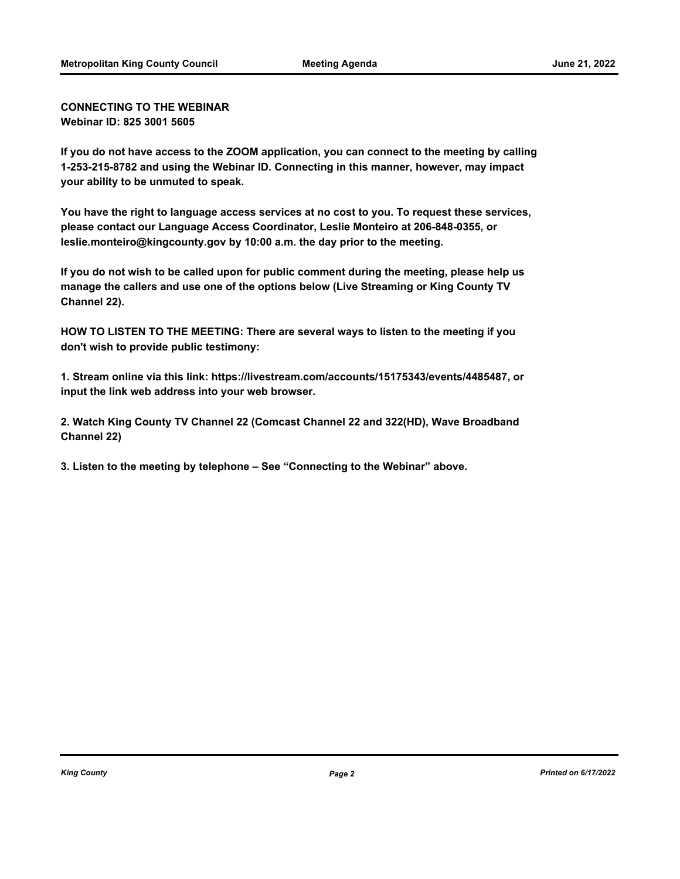**CONNECTING TO THE WEBINAR**
**Webinar ID: 825 3001 5605**

**If you do not have access to the ZOOM application, you can connect to the meeting by calling 1-253-215-8782 and using the Webinar ID. Connecting in this manner, however, may impact your ability to be unmuted to speak.**

**You have the right to language access services at no cost to you. To request these services, please contact our Language Access Coordinator, Leslie Monteiro at 206-848-0355, or leslie.monteiro@kingcounty.gov by 10:00 a.m. the day prior to the meeting.**

**If you do not wish to be called upon for public comment during the meeting, please help us manage the callers and use one of the options below (Live Streaming or King County TV Channel 22).**

**HOW TO LISTEN TO THE MEETING: There are several ways to listen to the meeting if you don't wish to provide public testimony:**

**1. Stream online via this link: https://livestream.com/accounts/15175343/events/4485487, or input the link web address into your web browser.**

**2. Watch King County TV Channel 22 (Comcast Channel 22 and 322(HD), Wave Broadband Channel 22)**

**3. Listen to the meeting by telephone – See "Connecting to the Webinar" above.**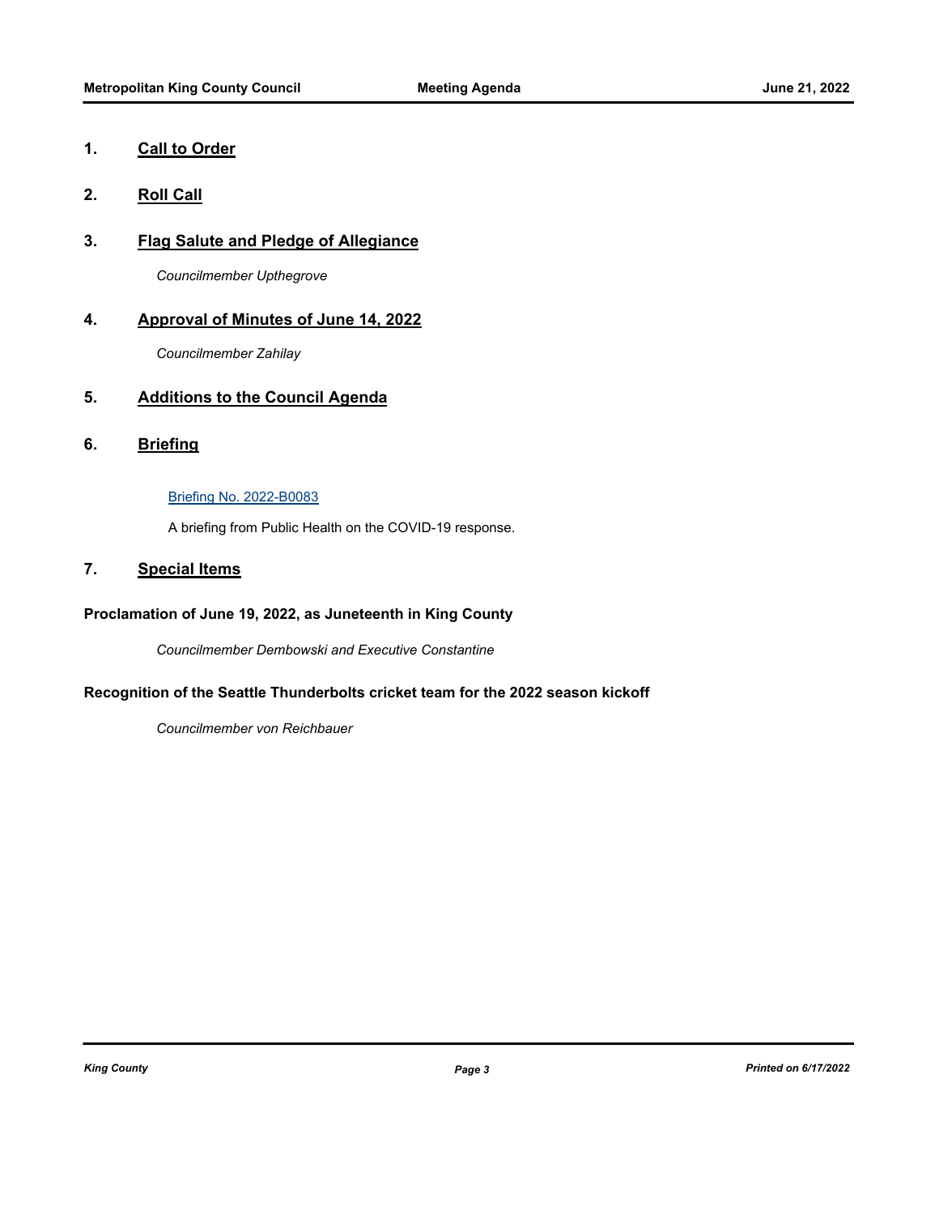## 1. Call to Order

## 2. Roll Call

## 3. Flag Salute and Pledge of Allegiance

*Councilmember Upthegrove*

## 4. Approval of Minutes of June 14, 2022

*Councilmember Zahilay*

## 5. Additions to the Council Agenda

## 6. Briefing

Briefing No. 2022-B0083

A briefing from Public Health on the COVID-19 response.

## 7. Special Items

**Proclamation of June 19, 2022, as Juneteenth in King County**

*Councilmember Dembowski and Executive Constantine*

**Recognition of the Seattle Thunderbolts cricket team for the 2022 season kickoff**

*Councilmember von Reichbauer*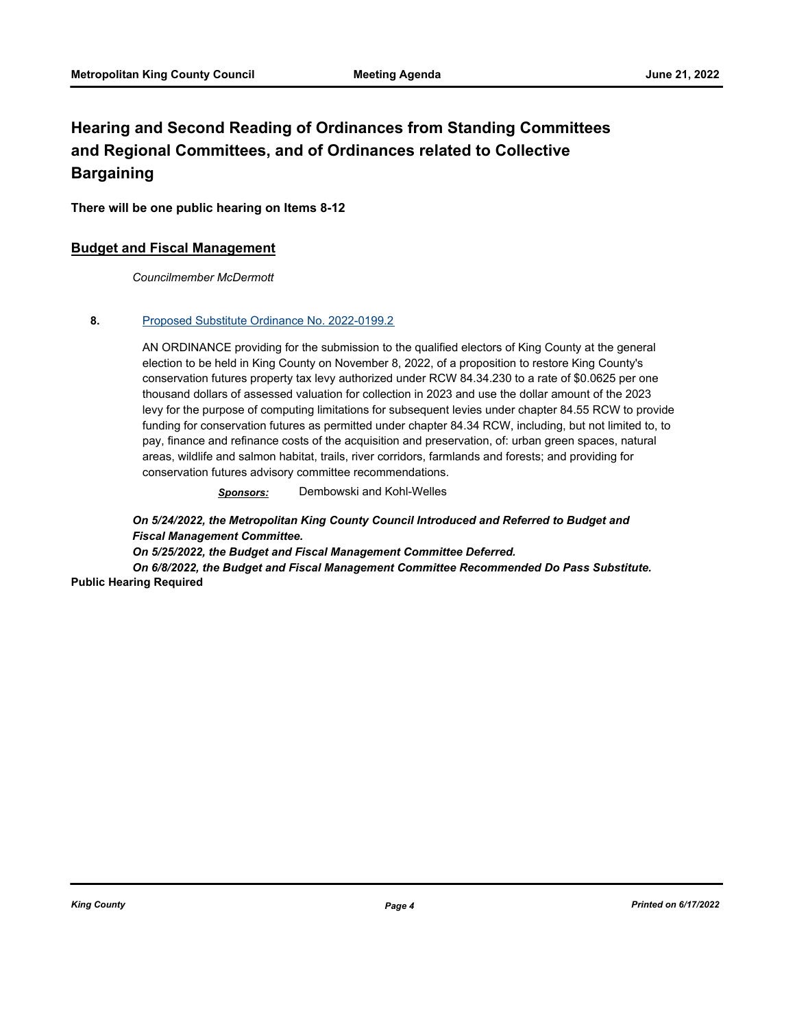## Hearing and Second Reading of Ordinances from Standing Committees and Regional Committees, and of Ordinances related to Collective Bargaining

**There will be one public hearing on Items 8-12**

### Budget and Fiscal Management

*Councilmember McDermott*

**8.** Proposed Substitute Ordinance No. 2022-0199.2

AN ORDINANCE providing for the submission to the qualified electors of King County at the general election to be held in King County on November 8, 2022, of a proposition to restore King County's conservation futures property tax levy authorized under RCW 84.34.230 to a rate of $0.0625 per one thousand dollars of assessed valuation for collection in 2023 and use the dollar amount of the 2023 levy for the purpose of computing limitations for subsequent levies under chapter 84.55 RCW to provide funding for conservation futures as permitted under chapter 84.34 RCW, including, but not limited to, to pay, finance and refinance costs of the acquisition and preservation, of: urban green spaces, natural areas, wildlife and salmon habitat, trails, river corridors, farmlands and forests; and providing for conservation futures advisory committee recommendations.

***Sponsors:*** Dembowski and Kohl-Welles

***On 5/24/2022, the Metropolitan King County Council Introduced and Referred to Budget and Fiscal Management Committee.***
***On 5/25/2022, the Budget and Fiscal Management Committee Deferred.***
***On 6/8/2022, the Budget and Fiscal Management Committee Recommended Do Pass Substitute.***

**Public Hearing Required**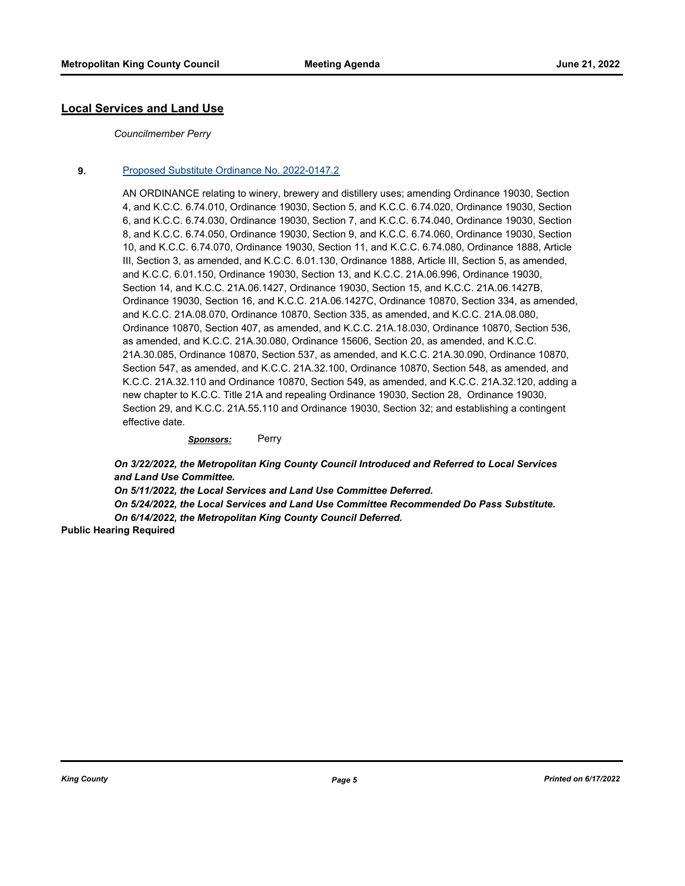## Local Services and Land Use

*Councilmember Perry*

**9.** [Proposed Substitute Ordinance No. 2022-0147.2]

AN ORDINANCE relating to winery, brewery and distillery uses; amending Ordinance 19030, Section 4, and K.C.C. 6.74.010, Ordinance 19030, Section 5, and K.C.C. 6.74.020, Ordinance 19030, Section 6, and K.C.C. 6.74.030, Ordinance 19030, Section 7, and K.C.C. 6.74.040, Ordinance 19030, Section 8, and K.C.C. 6.74.050, Ordinance 19030, Section 9, and K.C.C. 6.74.060, Ordinance 19030, Section 10, and K.C.C. 6.74.070, Ordinance 19030, Section 11, and K.C.C. 6.74.080, Ordinance 1888, Article III, Section 3, as amended, and K.C.C. 6.01.130, Ordinance 1888, Article III, Section 5, as amended, and K.C.C. 6.01.150, Ordinance 19030, Section 13, and K.C.C. 21A.06.996, Ordinance 19030, Section 14, and K.C.C. 21A.06.1427, Ordinance 19030, Section 15, and K.C.C. 21A.06.1427B, Ordinance 19030, Section 16, and K.C.C. 21A.06.1427C, Ordinance 10870, Section 334, as amended, and K.C.C. 21A.08.070, Ordinance 10870, Section 335, as amended, and K.C.C. 21A.08.080, Ordinance 10870, Section 407, as amended, and K.C.C. 21A.18.030, Ordinance 10870, Section 536, as amended, and K.C.C. 21A.30.080, Ordinance 15606, Section 20, as amended, and K.C.C. 21A.30.085, Ordinance 10870, Section 537, as amended, and K.C.C. 21A.30.090, Ordinance 10870, Section 547, as amended, and K.C.C. 21A.32.100, Ordinance 10870, Section 548, as amended, and K.C.C. 21A.32.110 and Ordinance 10870, Section 549, as amended, and K.C.C. 21A.32.120, adding a new chapter to K.C.C. Title 21A and repealing Ordinance 19030, Section 28, Ordinance 19030, Section 29, and K.C.C. 21A.55.110 and Ordinance 19030, Section 32; and establishing a contingent effective date.

***Sponsors:*** Perry

***On 3/22/2022, the Metropolitan King County Council Introduced and Referred to Local Services and Land Use Committee.***
***On 5/11/2022, the Local Services and Land Use Committee Deferred.***
***On 5/24/2022, the Local Services and Land Use Committee Recommended Do Pass Substitute.***
***On 6/14/2022, the Metropolitan King County Council Deferred.***

**Public Hearing Required**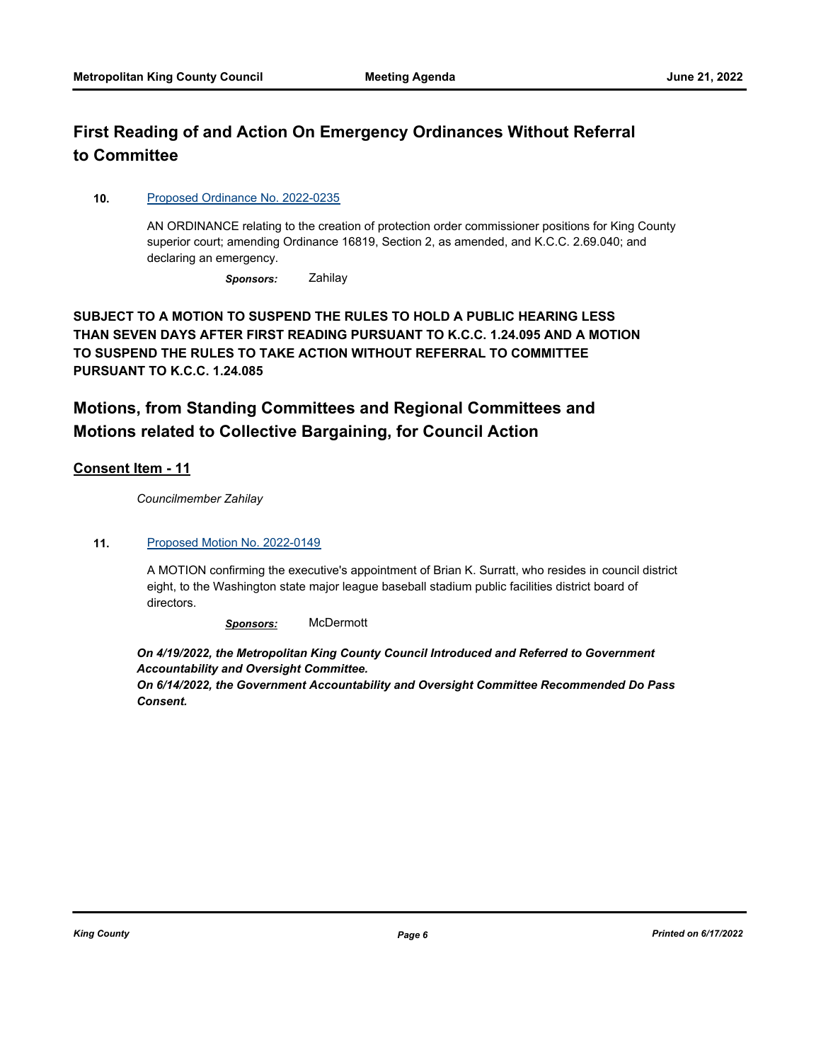## First Reading of and Action On Emergency Ordinances Without Referral to Committee

**10.** Proposed Ordinance No. 2022-0235

AN ORDINANCE relating to the creation of protection order commissioner positions for King County superior court; amending Ordinance 16819, Section 2, as amended, and K.C.C. 2.69.040; and declaring an emergency.

***Sponsors:*** Zahilay

**SUBJECT TO A MOTION TO SUSPEND THE RULES TO HOLD A PUBLIC HEARING LESS THAN SEVEN DAYS AFTER FIRST READING PURSUANT TO K.C.C. 1.24.095 AND A MOTION TO SUSPEND THE RULES TO TAKE ACTION WITHOUT REFERRAL TO COMMITTEE PURSUANT TO K.C.C. 1.24.085**

## Motions, from Standing Committees and Regional Committees and Motions related to Collective Bargaining, for Council Action

### Consent Item - 11

*Councilmember Zahilay*

**11.** Proposed Motion No. 2022-0149

A MOTION confirming the executive's appointment of Brian K. Surratt, who resides in council district eight, to the Washington state major league baseball stadium public facilities district board of directors.

***Sponsors:*** McDermott

***On 4/19/2022, the Metropolitan King County Council Introduced and Referred to Government Accountability and Oversight Committee.***
***On 6/14/2022, the Government Accountability and Oversight Committee Recommended Do Pass Consent.***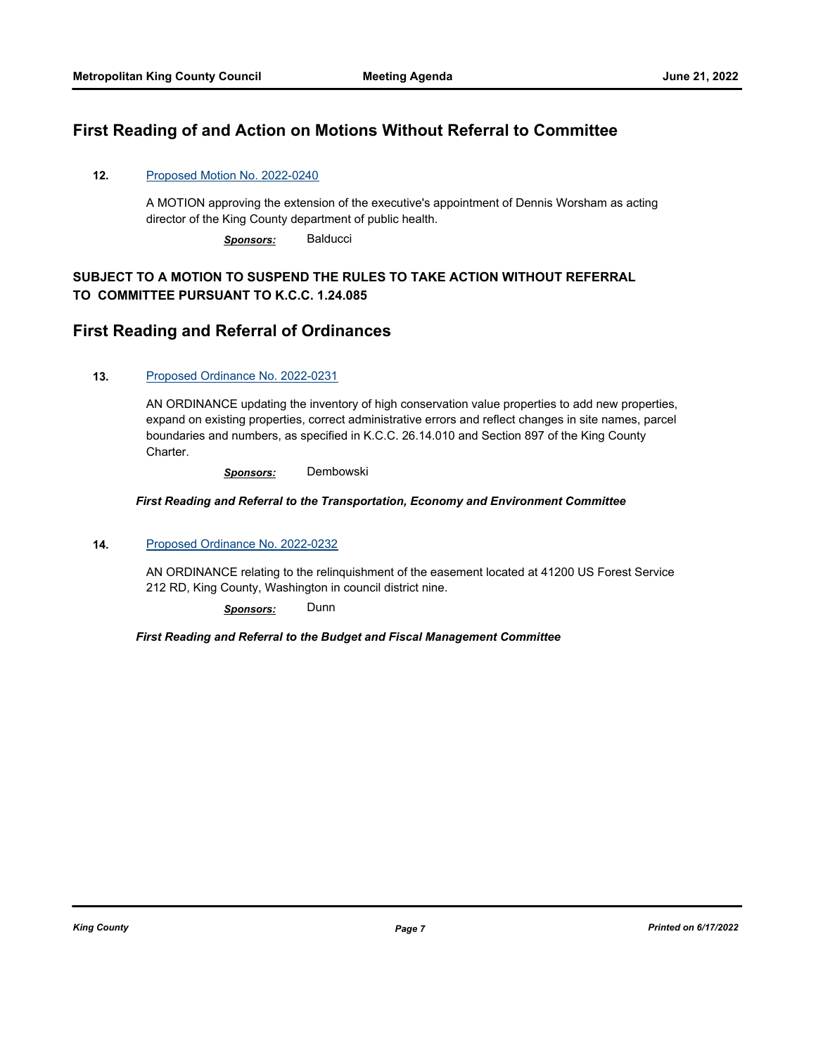## First Reading of and Action on Motions Without Referral to Committee

**12.** Proposed Motion No. 2022-0240

A MOTION approving the extension of the executive's appointment of Dennis Worsham as acting director of the King County department of public health.

***Sponsors:*** Balducci

**SUBJECT TO A MOTION TO SUSPEND THE RULES TO TAKE ACTION WITHOUT REFERRAL TO COMMITTEE PURSUANT TO K.C.C. 1.24.085**

## First Reading and Referral of Ordinances

**13.** Proposed Ordinance No. 2022-0231

AN ORDINANCE updating the inventory of high conservation value properties to add new properties, expand on existing properties, correct administrative errors and reflect changes in site names, parcel boundaries and numbers, as specified in K.C.C. 26.14.010 and Section 897 of the King County Charter.

***Sponsors:*** Dembowski

***First Reading and Referral to the Transportation, Economy and Environment Committee***

**14.** Proposed Ordinance No. 2022-0232

AN ORDINANCE relating to the relinquishment of the easement located at 41200 US Forest Service 212 RD, King County, Washington in council district nine.

***Sponsors:*** Dunn

***First Reading and Referral to the Budget and Fiscal Management Committee***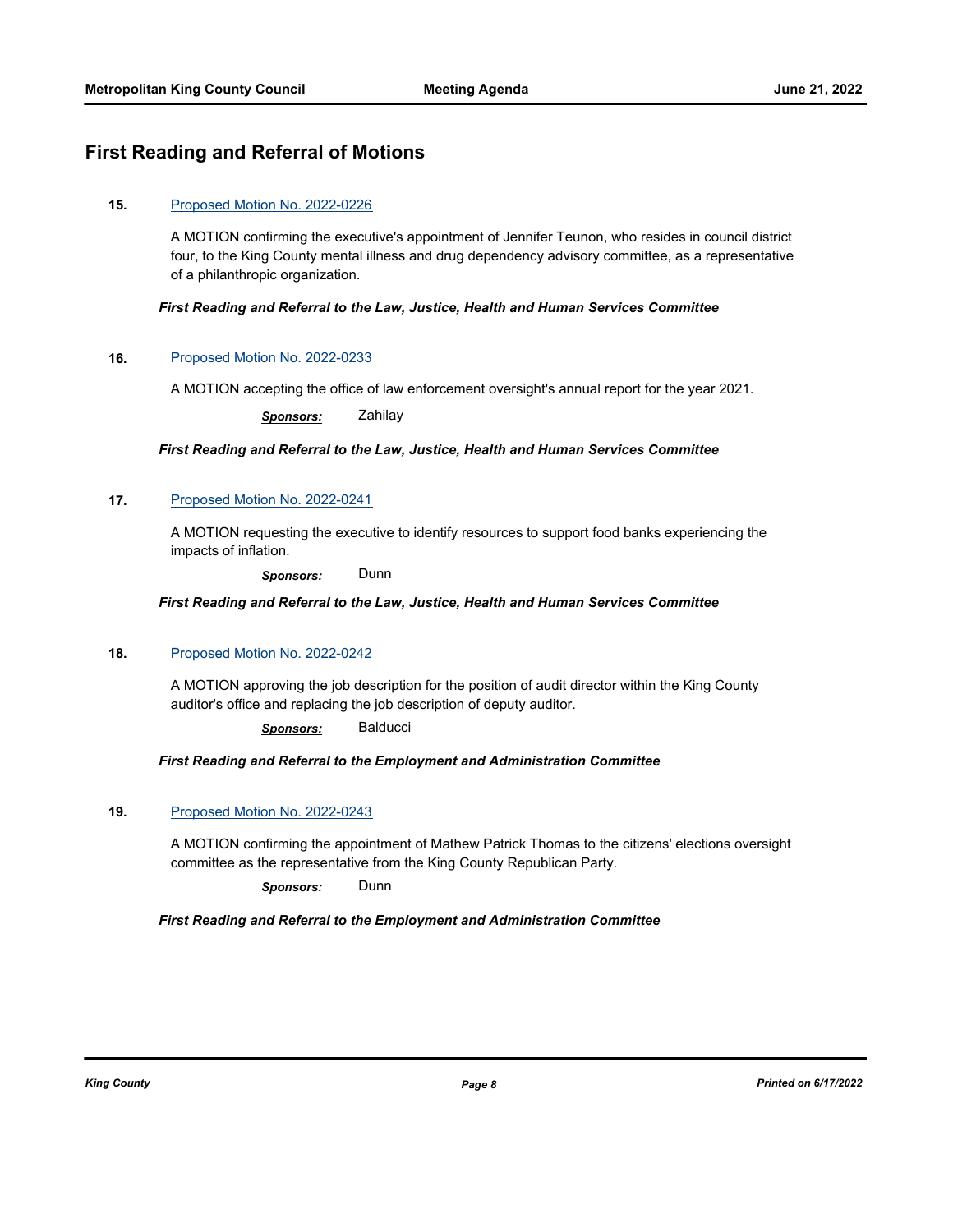## First Reading and Referral of Motions

**15.** Proposed Motion No. 2022-0226

A MOTION confirming the executive's appointment of Jennifer Teunon, who resides in council district four, to the King County mental illness and drug dependency advisory committee, as a representative of a philanthropic organization.

***First Reading and Referral to the Law, Justice, Health and Human Services Committee***

**16.** Proposed Motion No. 2022-0233

A MOTION accepting the office of law enforcement oversight's annual report for the year 2021.

***Sponsors:*** Zahilay

***First Reading and Referral to the Law, Justice, Health and Human Services Committee***

**17.** Proposed Motion No. 2022-0241

A MOTION requesting the executive to identify resources to support food banks experiencing the impacts of inflation.

***Sponsors:*** Dunn

***First Reading and Referral to the Law, Justice, Health and Human Services Committee***

**18.** Proposed Motion No. 2022-0242

A MOTION approving the job description for the position of audit director within the King County auditor's office and replacing the job description of deputy auditor.

***Sponsors:*** Balducci

***First Reading and Referral to the Employment and Administration Committee***

**19.** Proposed Motion No. 2022-0243

A MOTION confirming the appointment of Mathew Patrick Thomas to the citizens' elections oversight committee as the representative from the King County Republican Party.

***Sponsors:*** Dunn

***First Reading and Referral to the Employment and Administration Committee***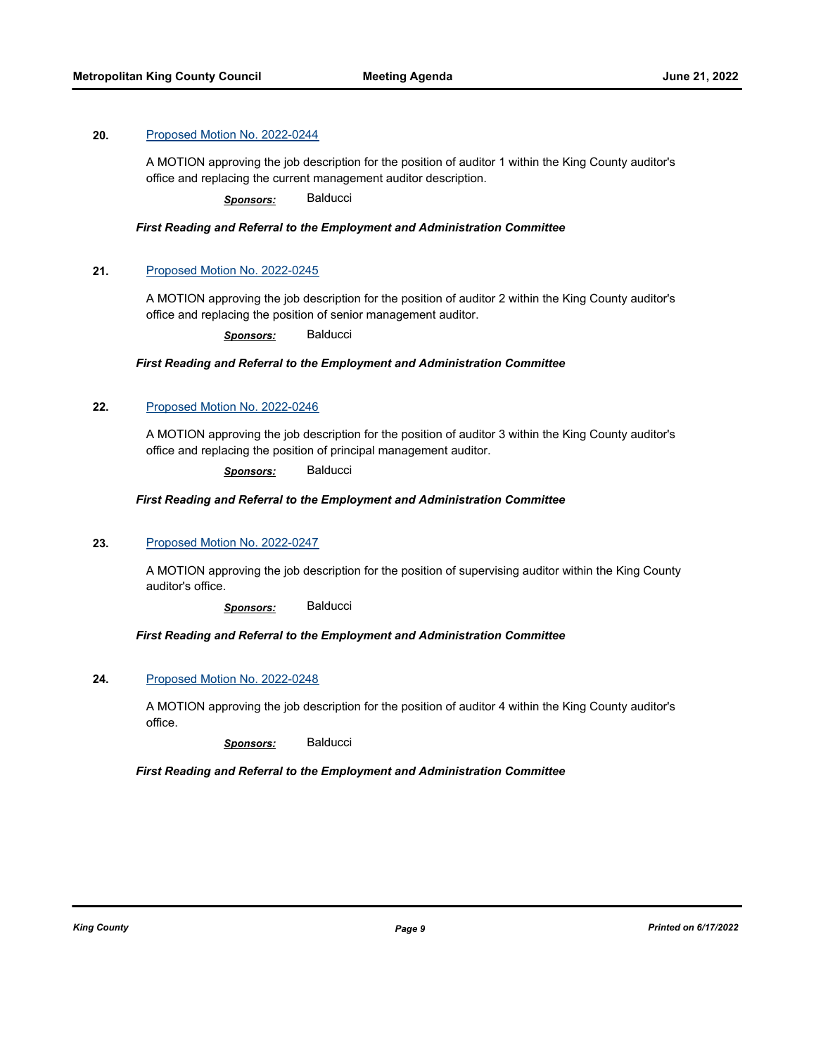**20.** [Proposed Motion No. 2022-0244]

A MOTION approving the job description for the position of auditor 1 within the King County auditor's office and replacing the current management auditor description.

***Sponsors:*** Balducci

***First Reading and Referral to the Employment and Administration Committee***

**21.** [Proposed Motion No. 2022-0245]

A MOTION approving the job description for the position of auditor 2 within the King County auditor's office and replacing the position of senior management auditor.

***Sponsors:*** Balducci

***First Reading and Referral to the Employment and Administration Committee***

**22.** [Proposed Motion No. 2022-0246]

A MOTION approving the job description for the position of auditor 3 within the King County auditor's office and replacing the position of principal management auditor.

***Sponsors:*** Balducci

***First Reading and Referral to the Employment and Administration Committee***

**23.** [Proposed Motion No. 2022-0247]

A MOTION approving the job description for the position of supervising auditor within the King County auditor's office.

***Sponsors:*** Balducci

***First Reading and Referral to the Employment and Administration Committee***

**24.** [Proposed Motion No. 2022-0248]

A MOTION approving the job description for the position of auditor 4 within the King County auditor's office.

***Sponsors:*** Balducci

***First Reading and Referral to the Employment and Administration Committee***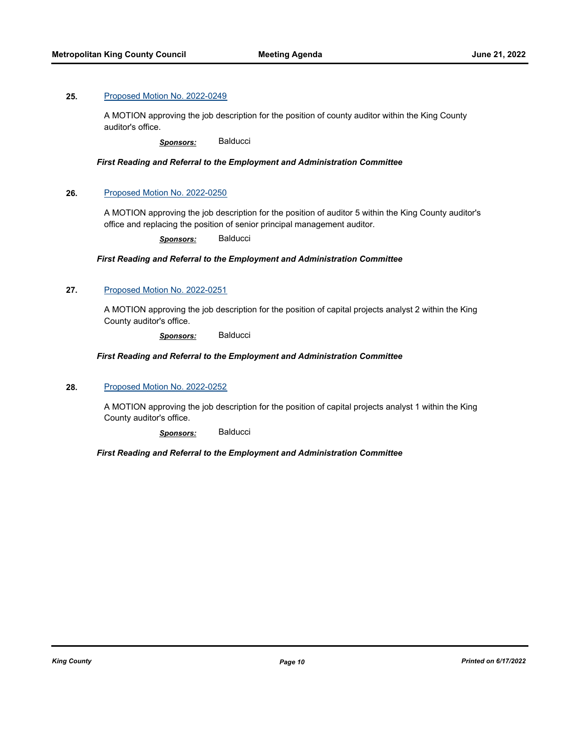**25.** [Proposed Motion No. 2022-0249]

A MOTION approving the job description for the position of county auditor within the King County auditor's office.

***Sponsors:*** Balducci

***First Reading and Referral to the Employment and Administration Committee***

**26.** [Proposed Motion No. 2022-0250]

A MOTION approving the job description for the position of auditor 5 within the King County auditor's office and replacing the position of senior principal management auditor.

***Sponsors:*** Balducci

***First Reading and Referral to the Employment and Administration Committee***

**27.** [Proposed Motion No. 2022-0251]

A MOTION approving the job description for the position of capital projects analyst 2 within the King County auditor's office.

***Sponsors:*** Balducci

***First Reading and Referral to the Employment and Administration Committee***

**28.** [Proposed Motion No. 2022-0252]

A MOTION approving the job description for the position of capital projects analyst 1 within the King County auditor's office.

***Sponsors:*** Balducci

***First Reading and Referral to the Employment and Administration Committee***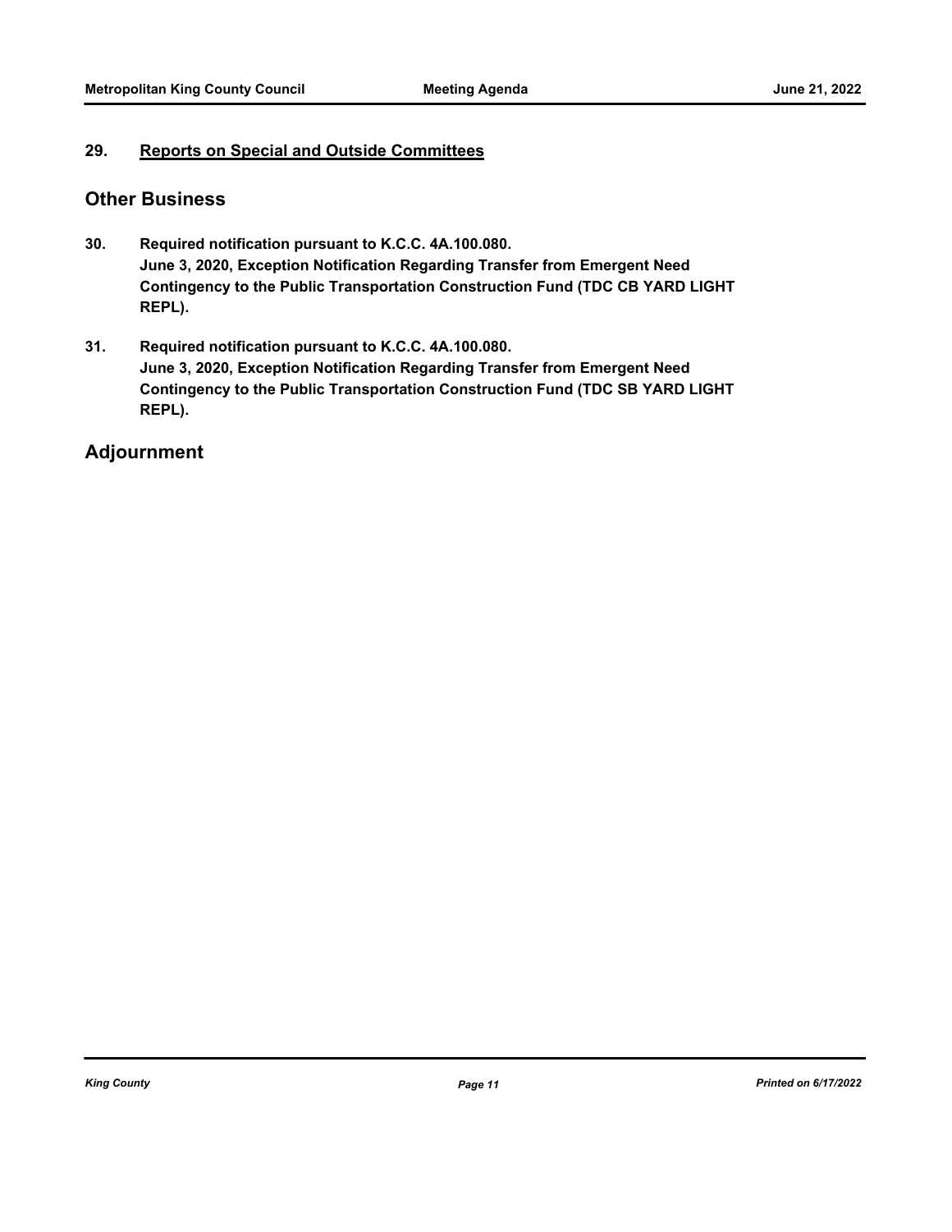### 29. Reports on Special and Outside Committees

## Other Business

**30. Required notification pursuant to K.C.C. 4A.100.080.**
**June 3, 2020, Exception Notification Regarding Transfer from Emergent Need Contingency to the Public Transportation Construction Fund (TDC CB YARD LIGHT REPL).**

**31. Required notification pursuant to K.C.C. 4A.100.080.**
**June 3, 2020, Exception Notification Regarding Transfer from Emergent Need Contingency to the Public Transportation Construction Fund (TDC SB YARD LIGHT REPL).**

## Adjournment